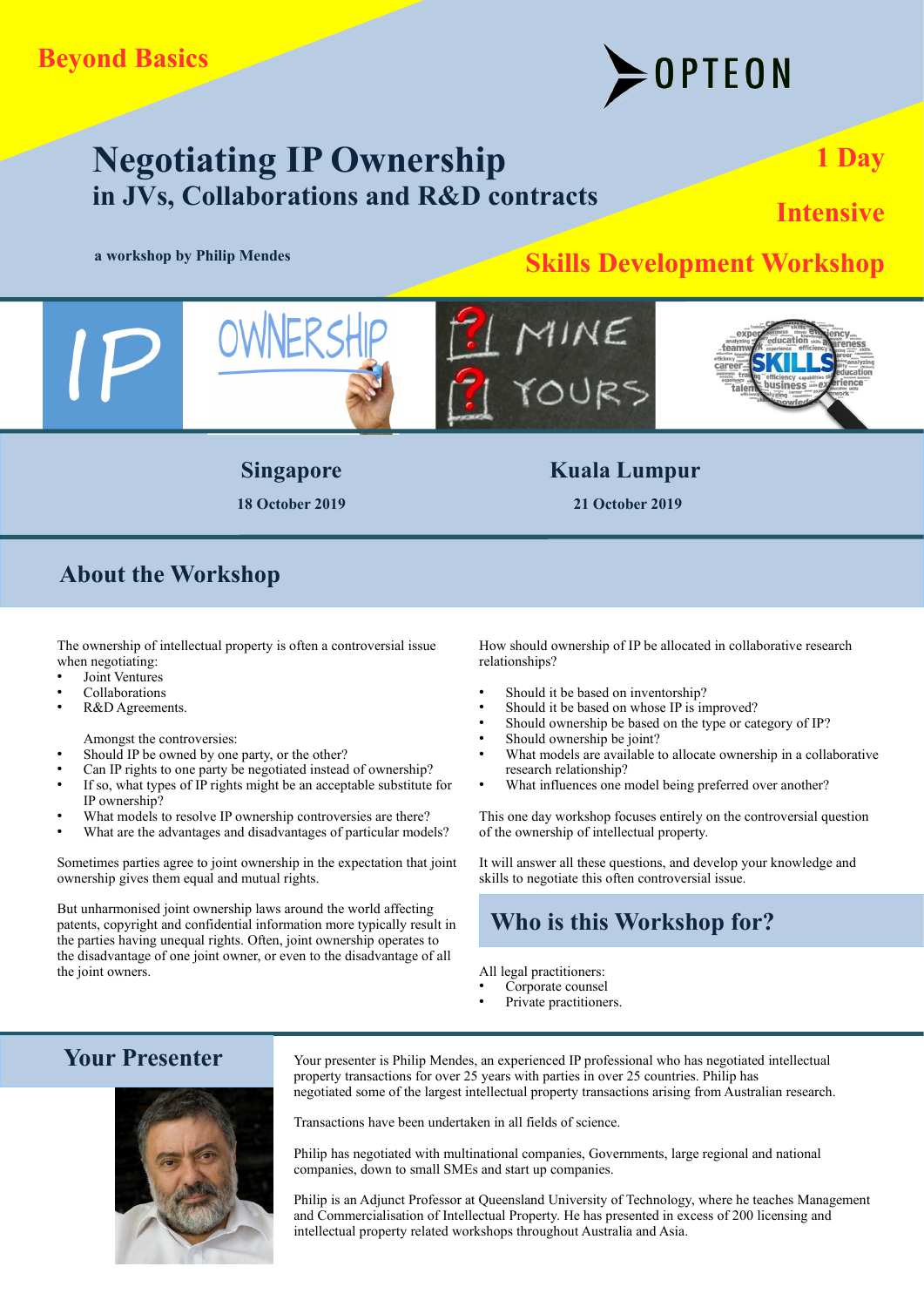**Beyond Basics**

OPTEON

# Negotiating IP Ownership
## in JVs, Collaborations and R&D contracts

**1 Day**

**Intensive**

**a workshop by Philip Mendes**

**Skills Development Workshop**

**Singapore**
**18 October 2019**

**Kuala Lumpur**
**21 October 2019**

## About the Workshop

The ownership of intellectual property is often a controversial issue when negotiating:

- Joint Ventures
- Collaborations
- R&D Agreements.

Amongst the controversies:

- Should IP be owned by one party, or the other?
- Can IP rights to one party be negotiated instead of ownership?
- If so, what types of IP rights might be an acceptable substitute for IP ownership?
- What models to resolve IP ownership controversies are there?
- What are the advantages and disadvantages of particular models?

Sometimes parties agree to joint ownership in the expectation that joint ownership gives them equal and mutual rights.

But unharmonised joint ownership laws around the world affecting patents, copyright and confidential information more typically result in the parties having unequal rights. Often, joint ownership operates to the disadvantage of one joint owner, or even to the disadvantage of all the joint owners.

How should ownership of IP be allocated in collaborative research relationships?

- Should it be based on inventorship?
- Should it be based on whose IP is improved?
- Should ownership be based on the type or category of IP?
- Should ownership be joint?
- What models are available to allocate ownership in a collaborative research relationship?
- What influences one model being preferred over another?

This one day workshop focuses entirely on the controversial question of the ownership of intellectual property.

It will answer all these questions, and develop your knowledge and skills to negotiate this often controversial issue.

## Who is this Workshop for?

All legal practitioners:

- Corporate counsel
- Private practitioners.

## Your Presenter

Your presenter is Philip Mendes, an experienced IP professional who has negotiated intellectual property transactions for over 25 years with parties in over 25 countries. Philip has negotiated some of the largest intellectual property transactions arising from Australian research.

Transactions have been undertaken in all fields of science.

Philip has negotiated with multinational companies, Governments, large regional and national companies, down to small SMEs and start up companies.

Philip is an Adjunct Professor at Queensland University of Technology, where he teaches Management and Commercialisation of Intellectual Property. He has presented in excess of 200 licensing and intellectual property related workshops throughout Australia and Asia.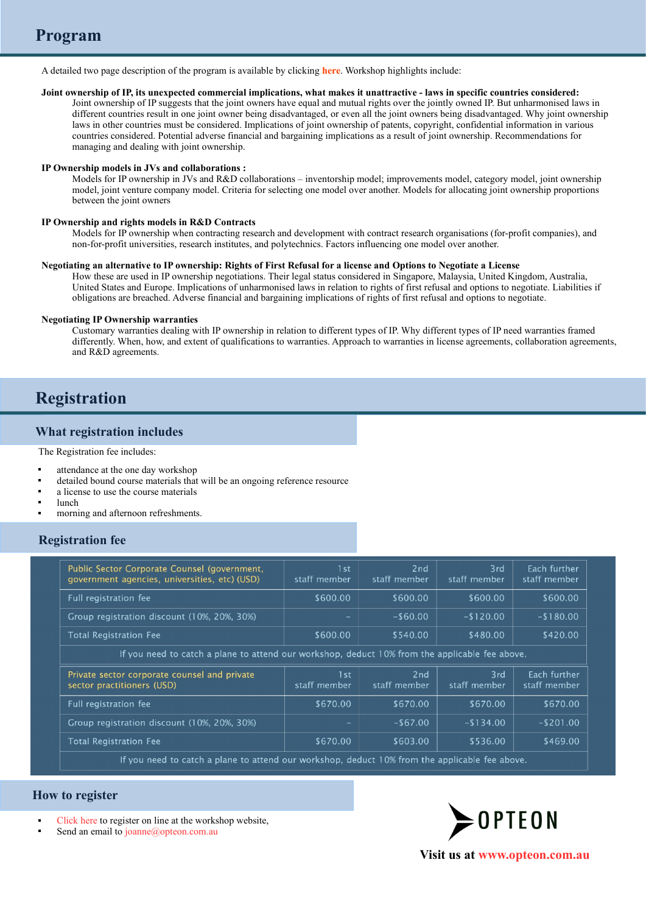# Program

A detailed two page description of the program is available by clicking **here**. Workshop highlights include:

**Joint ownership of IP, its unexpected commercial implications, what makes it unattractive - laws in specific countries considered:**
Joint ownership of IP suggests that the joint owners have equal and mutual rights over the jointly owned IP. But unharmonised laws in different countries result in one joint owner being disadvantaged, or even all the joint owners being disadvantaged. Why joint ownership laws in other countries must be considered. Implications of joint ownership of patents, copyright, confidential information in various countries considered. Potential adverse financial and bargaining implications as a result of joint ownership. Recommendations for managing and dealing with joint ownership.

**IP Ownership models in JVs and collaborations :**
Models for IP ownership in JVs and R&D collaborations – inventorship model; improvements model, category model, joint ownership model, joint venture company model. Criteria for selecting one model over another. Models for allocating joint ownership proportions between the joint owners

**IP Ownership and rights models in R&D Contracts**
Models for IP ownership when contracting research and development with contract research organisations (for-profit companies), and non-for-profit universities, research institutes, and polytechnics. Factors influencing one model over another.

**Negotiating an alternative to IP ownership: Rights of First Refusal for a license and Options to Negotiate a License**
How these are used in IP ownership negotiations. Their legal status considered in Singapore, Malaysia, United Kingdom, Australia, United States and Europe. Implications of unharmonised laws in relation to rights of first refusal and options to negotiate. Liabilities if obligations are breached. Adverse financial and bargaining implications of rights of first refusal and options to negotiate.

**Negotiating IP Ownership warranties**
Customary warranties dealing with IP ownership in relation to different types of IP. Why different types of IP need warranties framed differently. When, how, and extent of qualifications to warranties. Approach to warranties in license agreements, collaboration agreements, and R&D agreements.

# Registration

## What registration includes

The Registration fee includes:

- attendance at the one day workshop
- detailed bound course materials that will be an ongoing reference resource
- a license to use the course materials
- lunch
- morning and afternoon refreshments.

## Registration fee

| Public Sector Corporate Counsel (government, government agencies, universities, etc) (USD) | 1st staff member | 2nd staff member | 3rd staff member | Each further staff member |
|---|---|---|---|---|
| Full registration fee | $600.00 | $600.00 | $600.00 | $600.00 |
| Group registration discount (10%, 20%, 30%) | – | -$60.00 | -$120.00 | -$180.00 |
| Total Registration Fee | $600.00 | $540.00 | $480.00 | $420.00 |
| If you need to catch a plane to attend our workshop, deduct 10% from the applicable fee above. | | | | |

| Private sector corporate counsel and private sector practitioners (USD) | 1st staff member | 2nd staff member | 3rd staff member | Each further staff member |
|---|---|---|---|---|
| Full registration fee | $670.00 | $670.00 | $670.00 | $670.00 |
| Group registration discount (10%, 20%, 30%) | – | -$67.00 | -$134.00 | -$201.00 |
| Total Registration Fee | $670.00 | $603.00 | $536.00 | $469.00 |
| If you need to catch a plane to attend our workshop, deduct 10% from the applicable fee above. | | | | |

## How to register

- Click here to register on line at the workshop website,
- Send an email to joanne@opteon.com.au

OPTEON

**Visit us at www.opteon.com.au**